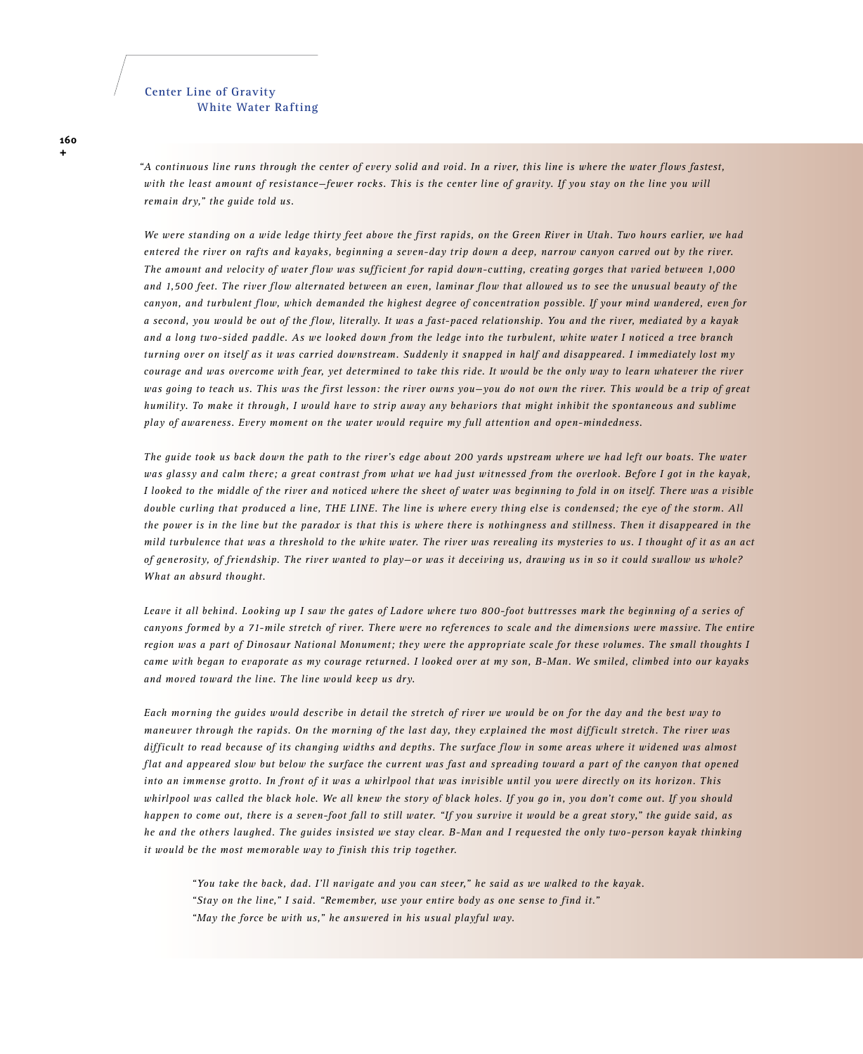## Center Line of Gravity
### White Water Rafting

*"A continuous line runs through the center of every solid and void. In a river, this line is where the water flows fastest, with the least amount of resistance—fewer rocks. This is the center line of gravity. If you stay on the line you will remain dry," the guide told us.*

*We were standing on a wide ledge thirty feet above the first rapids, on the Green River in Utah. Two hours earlier, we had entered the river on rafts and kayaks, beginning a seven-day trip down a deep, narrow canyon carved out by the river. The amount and velocity of water flow was sufficient for rapid down-cutting, creating gorges that varied between 1,000 and 1,500 feet. The river flow alternated between an even, laminar flow that allowed us to see the unusual beauty of the canyon, and turbulent flow, which demanded the highest degree of concentration possible. If your mind wandered, even for a second, you would be out of the flow, literally. It was a fast-paced relationship. You and the river, mediated by a kayak and a long two-sided paddle. As we looked down from the ledge into the turbulent, white water I noticed a tree branch turning over on itself as it was carried downstream. Suddenly it snapped in half and disappeared. I immediately lost my courage and was overcome with fear, yet determined to take this ride. It would be the only way to learn whatever the river was going to teach us. This was the first lesson: the river owns you—you do not own the river. This would be a trip of great humility. To make it through, I would have to strip away any behaviors that might inhibit the spontaneous and sublime play of awareness. Every moment on the water would require my full attention and open-mindedness.*

*The guide took us back down the path to the river's edge about 200 yards upstream where we had left our boats. The water was glassy and calm there; a great contrast from what we had just witnessed from the overlook. Before I got in the kayak, I looked to the middle of the river and noticed where the sheet of water was beginning to fold in on itself. There was a visible double curling that produced a line, THE LINE. The line is where every thing else is condensed; the eye of the storm. All the power is in the line but the paradox is that this is where there is nothingness and stillness. Then it disappeared in the mild turbulence that was a threshold to the white water. The river was revealing its mysteries to us. I thought of it as an act of generosity, of friendship. The river wanted to play—or was it deceiving us, drawing us in so it could swallow us whole? What an absurd thought.*

*Leave it all behind. Looking up I saw the gates of Ladore where two 800-foot buttresses mark the beginning of a series of canyons formed by a 71-mile stretch of river. There were no references to scale and the dimensions were massive. The entire region was a part of Dinosaur National Monument; they were the appropriate scale for these volumes. The small thoughts I came with began to evaporate as my courage returned. I looked over at my son, B-Man. We smiled, climbed into our kayaks and moved toward the line. The line would keep us dry.*

*Each morning the guides would describe in detail the stretch of river we would be on for the day and the best way to maneuver through the rapids. On the morning of the last day, they explained the most difficult stretch. The river was difficult to read because of its changing widths and depths. The surface flow in some areas where it widened was almost flat and appeared slow but below the surface the current was fast and spreading toward a part of the canyon that opened into an immense grotto. In front of it was a whirlpool that was invisible until you were directly on its horizon. This whirlpool was called the black hole. We all knew the story of black holes. If you go in, you don't come out. If you should happen to come out, there is a seven-foot fall to still water. "If you survive it would be a great story," the guide said, as he and the others laughed. The guides insisted we stay clear. B-Man and I requested the only two-person kayak thinking it would be the most memorable way to finish this trip together.*

> *"You take the back, dad. I'll navigate and you can steer," he said as we walked to the kayak.*
> *"Stay on the line," I said. "Remember, use your entire body as one sense to find it."*
> *"May the force be with us," he answered in his usual playful way.*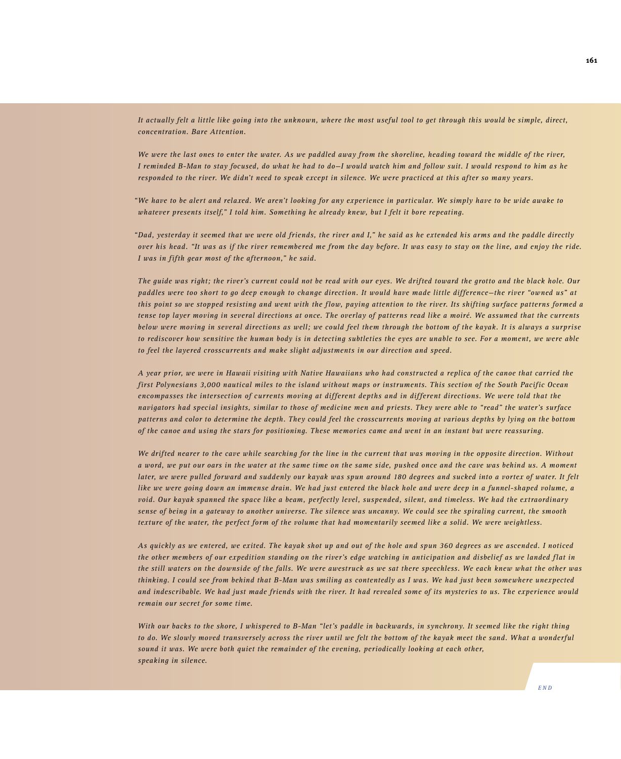*It actually felt a little like going into the unknown, where the most useful tool to get through this would be simple, direct, concentration. Bare Attention.*

*We were the last ones to enter the water. As we paddled away from the shoreline, heading toward the middle of the river, I reminded B-Man to stay focused, do what he had to do—I would watch him and follow suit. I would respond to him as he responded to the river. We didn't need to speak except in silence. We were practiced at this after so many years.*

*"We have to be alert and relaxed. We aren't looking for any experience in particular. We simply have to be wide awake to whatever presents itself," I told him. Something he already knew, but I felt it bore repeating.*

*"Dad, yesterday it seemed that we were old friends, the river and I," he said as he extended his arms and the paddle directly over his head. "It was as if the river remembered me from the day before. It was easy to stay on the line, and enjoy the ride. I was in fifth gear most of the afternoon," he said.*

*The guide was right; the river's current could not be read with our eyes. We drifted toward the grotto and the black hole. Our paddles were too short to go deep enough to change direction. It would have made little difference—the river "owned us" at this point so we stopped resisting and went with the flow, paying attention to the river. Its shifting surface patterns formed a tense top layer moving in several directions at once. The overlay of patterns read like a moiré. We assumed that the currents below were moving in several directions as well; we could feel them through the bottom of the kayak. It is always a surprise to rediscover how sensitive the human body is in detecting subtleties the eyes are unable to see. For a moment, we were able to feel the layered crosscurrents and make slight adjustments in our direction and speed.*

*A year prior, we were in Hawaii visiting with Native Hawaiians who had constructed a replica of the canoe that carried the first Polynesians 3,000 nautical miles to the island without maps or instruments. This section of the South Pacific Ocean encompasses the intersection of currents moving at different depths and in different directions. We were told that the navigators had special insights, similar to those of medicine men and priests. They were able to "read" the water's surface patterns and color to determine the depth. They could feel the crosscurrents moving at various depths by lying on the bottom of the canoe and using the stars for positioning. These memories came and went in an instant but were reassuring.*

*We drifted nearer to the cave while searching for the line in the current that was moving in the opposite direction. Without a word, we put our oars in the water at the same time on the same side, pushed once and the cave was behind us. A moment later, we were pulled forward and suddenly our kayak was spun around 180 degrees and sucked into a vortex of water. It felt like we were going down an immense drain. We had just entered the black hole and were deep in a funnel-shaped volume, a void. Our kayak spanned the space like a beam, perfectly level, suspended, silent, and timeless. We had the extraordinary sense of being in a gateway to another universe. The silence was uncanny. We could see the spiraling current, the smooth texture of the water, the perfect form of the volume that had momentarily seemed like a solid. We were weightless.*

*As quickly as we entered, we exited. The kayak shot up and out of the hole and spun 360 degrees as we ascended. I noticed the other members of our expedition standing on the river's edge watching in anticipation and disbelief as we landed flat in the still waters on the downside of the falls. We were awestruck as we sat there speechless. We each knew what the other was thinking. I could see from behind that B-Man was smiling as contentedly as I was. We had just been somewhere unexpected and indescribable. We had just made friends with the river. It had revealed some of its mysteries to us. The experience would remain our secret for some time.*

*With our backs to the shore, I whispered to B-Man "let's paddle in backwards, in synchrony. It seemed like the right thing to do. We slowly moved transversely across the river until we felt the bottom of the kayak meet the sand. What a wonderful sound it was. We were both quiet the remainder of the evening, periodically looking at each other, speaking in silence.*

*END*